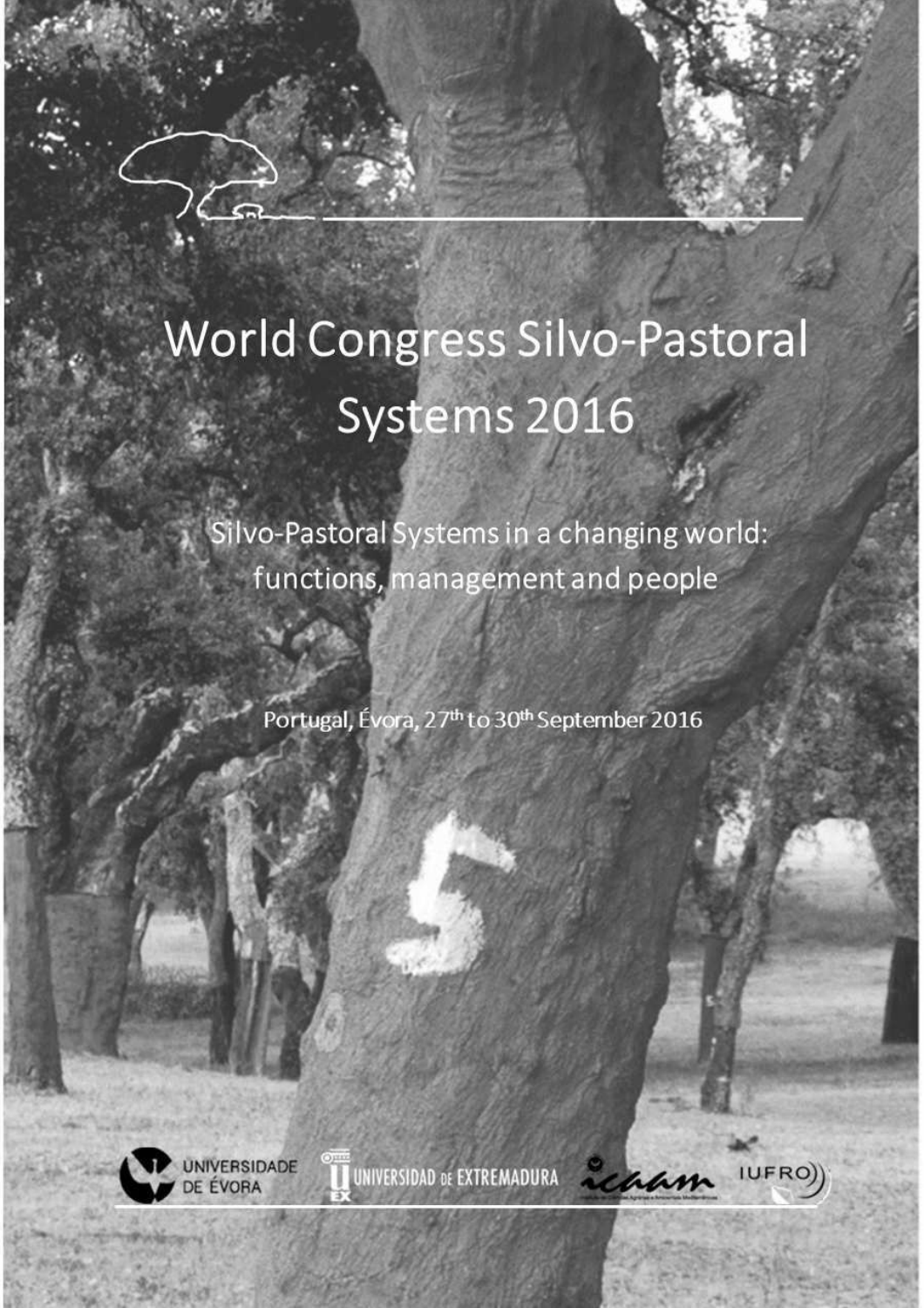# World Congress Silvo-Pastoral Systems 2016

## Silvo-Pastoral Systems in a changing world: functions, management and people

Portugal, Évora, 27th to 30th September 2016

UNIVERSIDADE DE ÉVORA

UNIVERSIDAD DE EXTREMADURA

ICAAM

IUFRO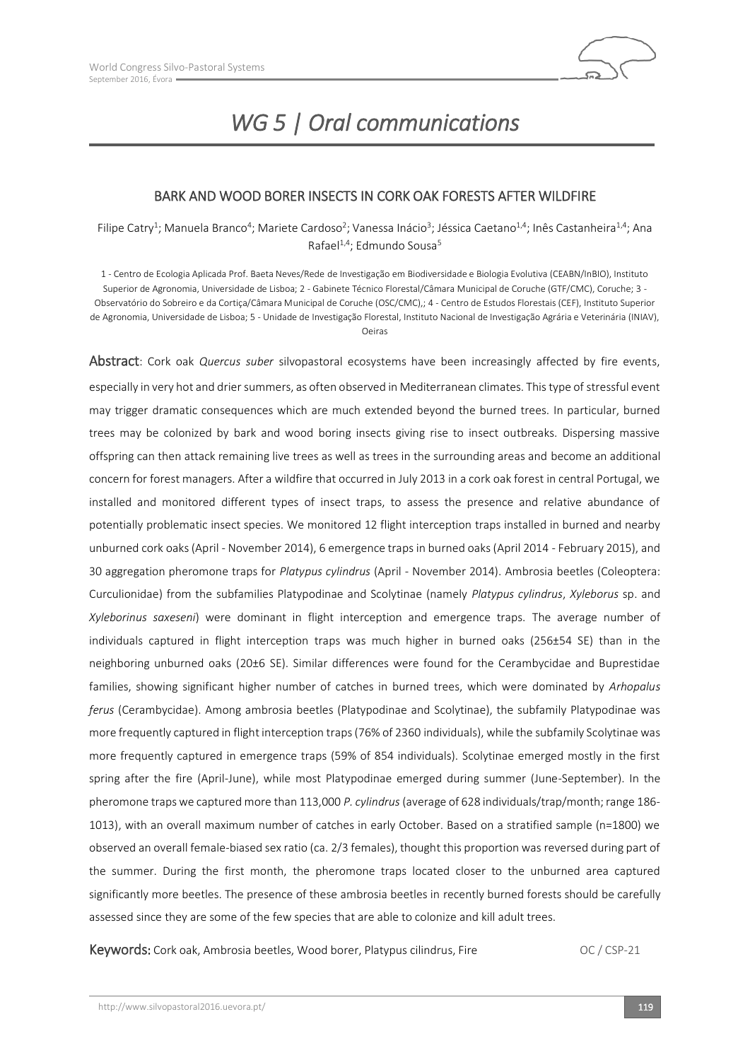# *WG 5 | Oral communications*

## BARK AND WOOD BORER INSECTS IN CORK OAK FORESTS AFTER WILDFIRE

Filipe Catry[1]; Manuela Branco[4]; Mariete Cardoso[2]; Vanessa Inácio[3]; Jéssica Caetano[1,4]; Inês Castanheira[1,4]; Ana Rafael[1,4]; Edmundo Sousa[5]

1 - Centro de Ecologia Aplicada Prof. Baeta Neves/Rede de Investigação em Biodiversidade e Biologia Evolutiva (CEABN/InBIO), Instituto Superior de Agronomia, Universidade de Lisboa; 2 - Gabinete Técnico Florestal/Câmara Municipal de Coruche (GTF/CMC), Coruche; 3 - Observatório do Sobreiro e da Cortiça/Câmara Municipal de Coruche (OSC/CMC),; 4 - Centro de Estudos Florestais (CEF), Instituto Superior de Agronomia, Universidade de Lisboa; 5 - Unidade de Investigação Florestal, Instituto Nacional de Investigação Agrária e Veterinária (INIAV), Oeiras

**Abstract**: Cork oak *Quercus suber* silvopastoral ecosystems have been increasingly affected by fire events, especially in very hot and drier summers, as often observed in Mediterranean climates. This type of stressful event may trigger dramatic consequences which are much extended beyond the burned trees. In particular, burned trees may be colonized by bark and wood boring insects giving rise to insect outbreaks. Dispersing massive offspring can then attack remaining live trees as well as trees in the surrounding areas and become an additional concern for forest managers. After a wildfire that occurred in July 2013 in a cork oak forest in central Portugal, we installed and monitored different types of insect traps, to assess the presence and relative abundance of potentially problematic insect species. We monitored 12 flight interception traps installed in burned and nearby unburned cork oaks (April - November 2014), 6 emergence traps in burned oaks (April 2014 - February 2015), and 30 aggregation pheromone traps for *Platypus cylindrus* (April - November 2014). Ambrosia beetles (Coleoptera: Curculionidae) from the subfamilies Platypodinae and Scolytinae (namely *Platypus cylindrus*, *Xyleborus* sp. and *Xyleborinus saxeseni*) were dominant in flight interception and emergence traps. The average number of individuals captured in flight interception traps was much higher in burned oaks (256±54 SE) than in the neighboring unburned oaks (20±6 SE). Similar differences were found for the Cerambycidae and Buprestidae families, showing significant higher number of catches in burned trees, which were dominated by *Arhopalus ferus* (Cerambycidae). Among ambrosia beetles (Platypodinae and Scolytinae), the subfamily Platypodinae was more frequently captured in flight interception traps (76% of 2360 individuals), while the subfamily Scolytinae was more frequently captured in emergence traps (59% of 854 individuals). Scolytinae emerged mostly in the first spring after the fire (April-June), while most Platypodinae emerged during summer (June-September). In the pheromone traps we captured more than 113,000 *P. cylindrus* (average of 628 individuals/trap/month; range 186-1013), with an overall maximum number of catches in early October. Based on a stratified sample (n=1800) we observed an overall female-biased sex ratio (ca. 2/3 females), thought this proportion was reversed during part of the summer. During the first month, the pheromone traps located closer to the unburned area captured significantly more beetles. The presence of these ambrosia beetles in recently burned forests should be carefully assessed since they are some of the few species that are able to colonize and kill adult trees.

**Keywords:** Cork oak, Ambrosia beetles, Wood borer, Platypus cilindrus, Fire

OC / CSP-21